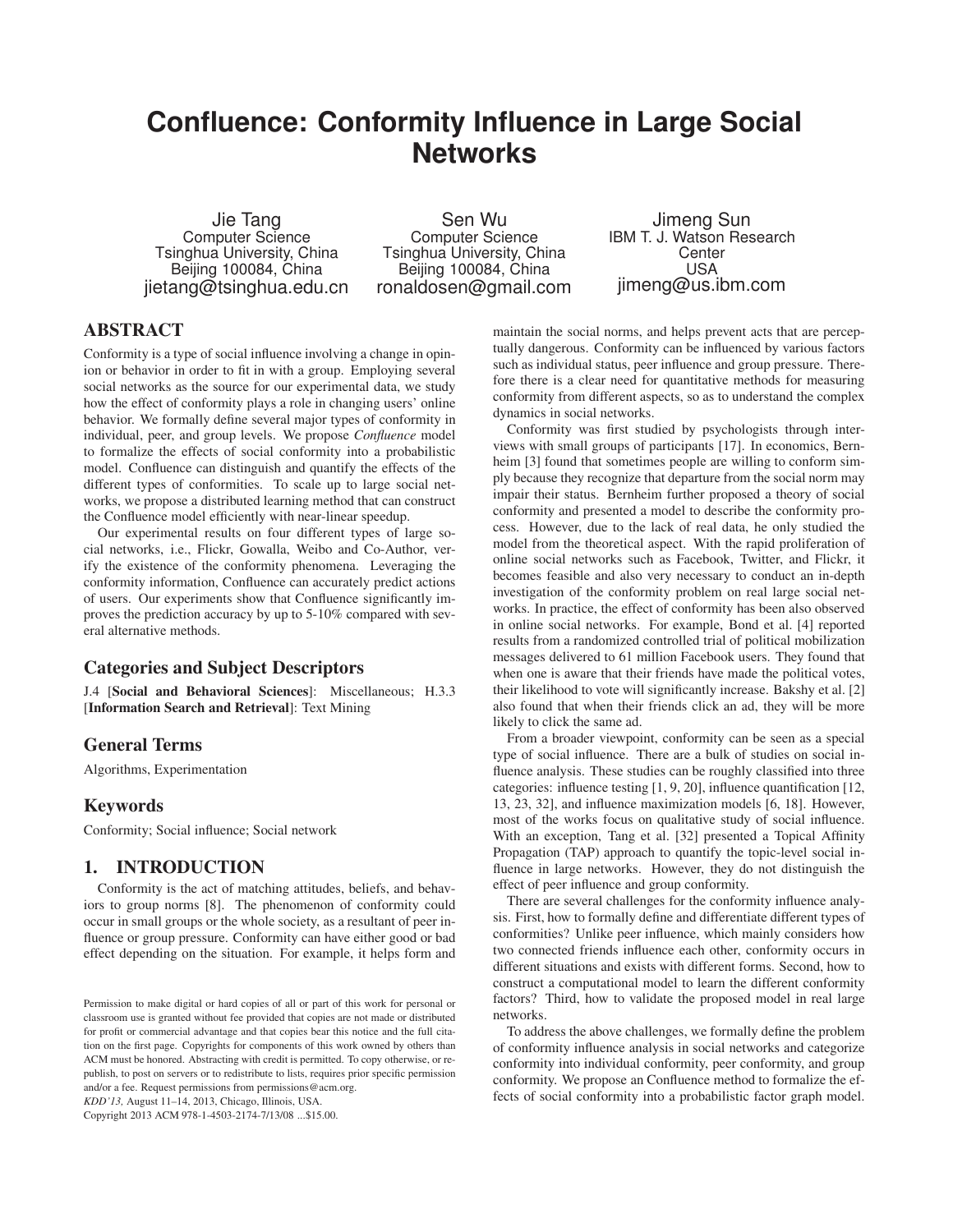# Confluence: Conformity Influence in Large Social Networks

Jie Tang
Computer Science
Tsinghua University, China
Beijing 100084, China
jietang@tsinghua.edu.cn

Sen Wu
Computer Science
Tsinghua University, China
Beijing 100084, China
ronaldosen@gmail.com

Jimeng Sun
IBM T. J. Watson Research Center
USA
jimeng@us.ibm.com

## ABSTRACT

Conformity is a type of social influence involving a change in opinion or behavior in order to fit in with a group. Employing several social networks as the source for our experimental data, we study how the effect of conformity plays a role in changing users' online behavior. We formally define several major types of conformity in individual, peer, and group levels. We propose *Confluence* model to formalize the effects of social conformity into a probabilistic model. Confluence can distinguish and quantify the effects of the different types of conformities. To scale up to large social networks, we propose a distributed learning method that can construct the Confluence model efficiently with near-linear speedup.

Our experimental results on four different types of large social networks, i.e., Flickr, Gowalla, Weibo and Co-Author, verify the existence of the conformity phenomena. Leveraging the conformity information, Confluence can accurately predict actions of users. Our experiments show that Confluence significantly improves the prediction accuracy by up to 5-10% compared with several alternative methods.

## Categories and Subject Descriptors

J.4 [**Social and Behavioral Sciences**]: Miscellaneous; H.3.3 [**Information Search and Retrieval**]: Text Mining

## General Terms

Algorithms, Experimentation

## Keywords

Conformity; Social influence; Social network

## 1. INTRODUCTION

Conformity is the act of matching attitudes, beliefs, and behaviors to group norms [8]. The phenomenon of conformity could occur in small groups or the whole society, as a resultant of peer influence or group pressure. Conformity can have either good or bad effect depending on the situation. For example, it helps form and maintain the social norms, and helps prevent acts that are perceptually dangerous. Conformity can be influenced by various factors such as individual status, peer influence and group pressure. Therefore there is a clear need for quantitative methods for measuring conformity from different aspects, so as to understand the complex dynamics in social networks.

Conformity was first studied by psychologists through interviews with small groups of participants [17]. In economics, Bernheim [3] found that sometimes people are willing to conform simply because they recognize that departure from the social norm may impair their status. Bernheim further proposed a theory of social conformity and presented a model to describe the conformity process. However, due to the lack of real data, he only studied the model from the theoretical aspect. With the rapid proliferation of online social networks such as Facebook, Twitter, and Flickr, it becomes feasible and also very necessary to conduct an in-depth investigation of the conformity problem on real large social networks. In practice, the effect of conformity has been also observed in online social networks. For example, Bond et al. [4] reported results from a randomized controlled trial of political mobilization messages delivered to 61 million Facebook users. They found that when one is aware that their friends have made the political votes, their likelihood to vote will significantly increase. Bakshy et al. [2] also found that when their friends click an ad, they will be more likely to click the same ad.

From a broader viewpoint, conformity can be seen as a special type of social influence. There are a bulk of studies on social influence analysis. These studies can be roughly classified into three categories: influence testing [1, 9, 20], influence quantification [12, 13, 23, 32], and influence maximization models [6, 18]. However, most of the works focus on qualitative study of social influence. With an exception, Tang et al. [32] presented a Topical Affinity Propagation (TAP) approach to quantify the topic-level social influence in large networks. However, they do not distinguish the effect of peer influence and group conformity.

There are several challenges for the conformity influence analysis. First, how to formally define and differentiate different types of conformities? Unlike peer influence, which mainly considers how two connected friends influence each other, conformity occurs in different situations and exists with different forms. Second, how to construct a computational model to learn the different conformity factors? Third, how to validate the proposed model in real large networks.

To address the above challenges, we formally define the problem of conformity influence analysis in social networks and categorize conformity into individual conformity, peer conformity, and group conformity. We propose an Confluence method to formalize the effects of social conformity into a probabilistic factor graph model.

Permission to make digital or hard copies of all or part of this work for personal or classroom use is granted without fee provided that copies are not made or distributed for profit or commercial advantage and that copies bear this notice and the full citation on the first page. Copyrights for components of this work owned by others than ACM must be honored. Abstracting with credit is permitted. To copy otherwise, or republish, to post on servers or to redistribute to lists, requires prior specific permission and/or a fee. Request permissions from permissions@acm.org.
*KDD'13,* August 11–14, 2013, Chicago, Illinois, USA.
Copyright 2013 ACM 978-1-4503-2174-7/13/08 ...$15.00.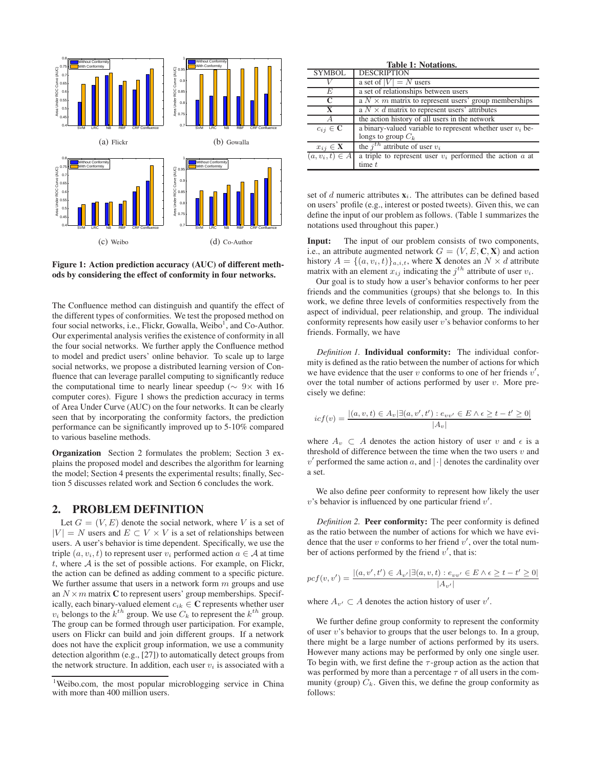Figure 1: Action prediction accuracy (AUC) of different methods by considering the effect of conformity in four networks.

(a) Flickr (b) Gowalla (c) Weibo (d) Co-Author

The Confluence method can distinguish and quantify the effect of the different types of conformities. We test the proposed method on four social networks, i.e., Flickr, Gowalla, Weibo[1], and Co-Author. Our experimental analysis verifies the existence of conformity in all the four social networks. We further apply the Confluence method to model and predict users' online behavior. To scale up to large social networks, we propose a distributed learning version of Confluence that can leverage parallel computing to significantly reduce the computational time to nearly linear speedup ($\sim 9\times$ with 16 computer cores). Figure 1 shows the prediction accuracy in terms of Area Under Curve (AUC) on the four networks. It can be clearly seen that by incorporating the conformity factors, the prediction performance can be significantly improved up to 5-10% compared to various baseline methods.

**Organization** Section 2 formulates the problem; Section 3 explains the proposed model and describes the algorithm for learning the model; Section 4 presents the experimental results; finally, Section 5 discusses related work and Section 6 concludes the work.

## 2. PROBLEM DEFINITION

Let $G = (V, E)$ denote the social network, where $V$ is a set of $|V| = N$ users and $E \subset V \times V$ is a set of relationships between users. A user's behavior is time dependent. Specifically, we use the triple $(a, v_i, t)$ to represent user $v_i$ performed action $a \in \mathcal{A}$ at time $t$, where $\mathcal{A}$ is the set of possible actions. For example, on Flickr, the action can be defined as adding comment to a specific picture. We further assume that users in a network form $m$ groups and use an $N \times m$ matrix $\mathbf{C}$ to represent users' group memberships. Specifically, each binary-valued element $c_{ik} \in \mathbf{C}$ represents whether user $v_i$ belongs to the $k^{th}$ group. We use $C_k$ to represent the $k^{th}$ group. The group can be formed through user participation. For example, users on Flickr can build and join different groups. If a network does not have the explicit group information, we use a community detection algorithm (e.g., [27]) to automatically detect groups from the network structure. In addition, each user $v_i$ is associated with a set of $d$ numeric attributes $\mathbf{x}_i$. The attributes can be defined based on users' profile (e.g., interest or posted tweets). Given this, we can define the input of our problem as follows. (Table 1 summarizes the notations used throughout this paper.)

[1] Weibo.com, the most popular microblogging service in China with more than 400 million users.

**Table 1: Notations.**

| SYMBOL | DESCRIPTION |
|---|---|
| $V$ | a set of $\vert V\vert = N$ users |
| $E$ | a set of relationships between users |
| $\mathbf{C}$ | a $N \times m$ matrix to represent users' group memberships |
| $\mathbf{X}$ | a $N \times d$ matrix to represent users' attributes |
| $A$ | the action history of all users in the network |
| $c_{ij} \in \mathbf{C}$ | a binary-valued variable to represent whether user $v_i$ belongs to group $C_k$ |
| $x_{ij} \in \mathbf{X}$ | the $j^{th}$ attribute of user $v_i$ |
| $(a, v_i, t) \in A$ | a triple to represent user $v_i$ performed the action $a$ at time $t$ |

**Input:** The input of our problem consists of two components, i.e., an attribute augmented network $G = (V, E, \mathbf{C}, \mathbf{X})$ and action history $A = \{(a, v_i, t)\}_{a,i,t}$, where $\mathbf{X}$ denotes an $N \times d$ attribute matrix with an element $x_{ij}$ indicating the $j^{th}$ attribute of $v_i$.

Our goal is to study how a user's behavior conforms to her peer friends and the communities (groups) that she belongs to. In this work, we define three levels of conformities respectively from the aspect of individual, peer relationship, and group. The individual conformity represents how easily user $v$'s behavior conforms to her friends. Formally, we have

*Definition 1.* **Individual conformity:** The individual conformity is defined as the ratio between the number of actions for which we have evidence that the user $v$ conforms to one of her friends $v'$, over the total number of actions performed by user $v$. More precisely we define:

$$icf(v) = \frac{|(a, v, t) \in A_v | \exists (a, v', t') : e_{vv'} \in E \wedge \epsilon \geq t - t' \geq 0|}{|A_v|}$$

where $A_v \subset A$ denotes the action history of user $v$ and $\epsilon$ is a threshold of difference between the time when the two users $v$ and $v'$ performed the same action $a$, and $|\cdot|$ denotes the cardinality over a set.

We also define peer conformity to represent how likely the user $v$'s behavior is influenced by one particular friend $v'$.

*Definition 2.* **Peer conformity:** The peer conformity is defined as the ratio between the number of actions for which we have evidence that the user $v$ conforms to her friend $v'$, over the total number of actions performed by the friend $v'$, that is:

$$pcf(v, v') = \frac{|(a, v', t') \in A_{v'} | \exists (a, v, t) : e_{vv'} \in E \wedge \epsilon \geq t - t' \geq 0|}{|A_{v'}|}$$

where $A_{v'} \subset A$ denotes the action history of user $v'$.

We further define group conformity to represent the conformity of user $v$'s behavior to groups that the user belongs to. In a group, there might be a large number of actions performed by its users. However many actions may be performed by only one single user. To begin with, we first define the $\tau$-group action as the action that was performed by more than a percentage $\tau$ of all users in the community (group) $C_k$. Given this, we define the group conformity as follows: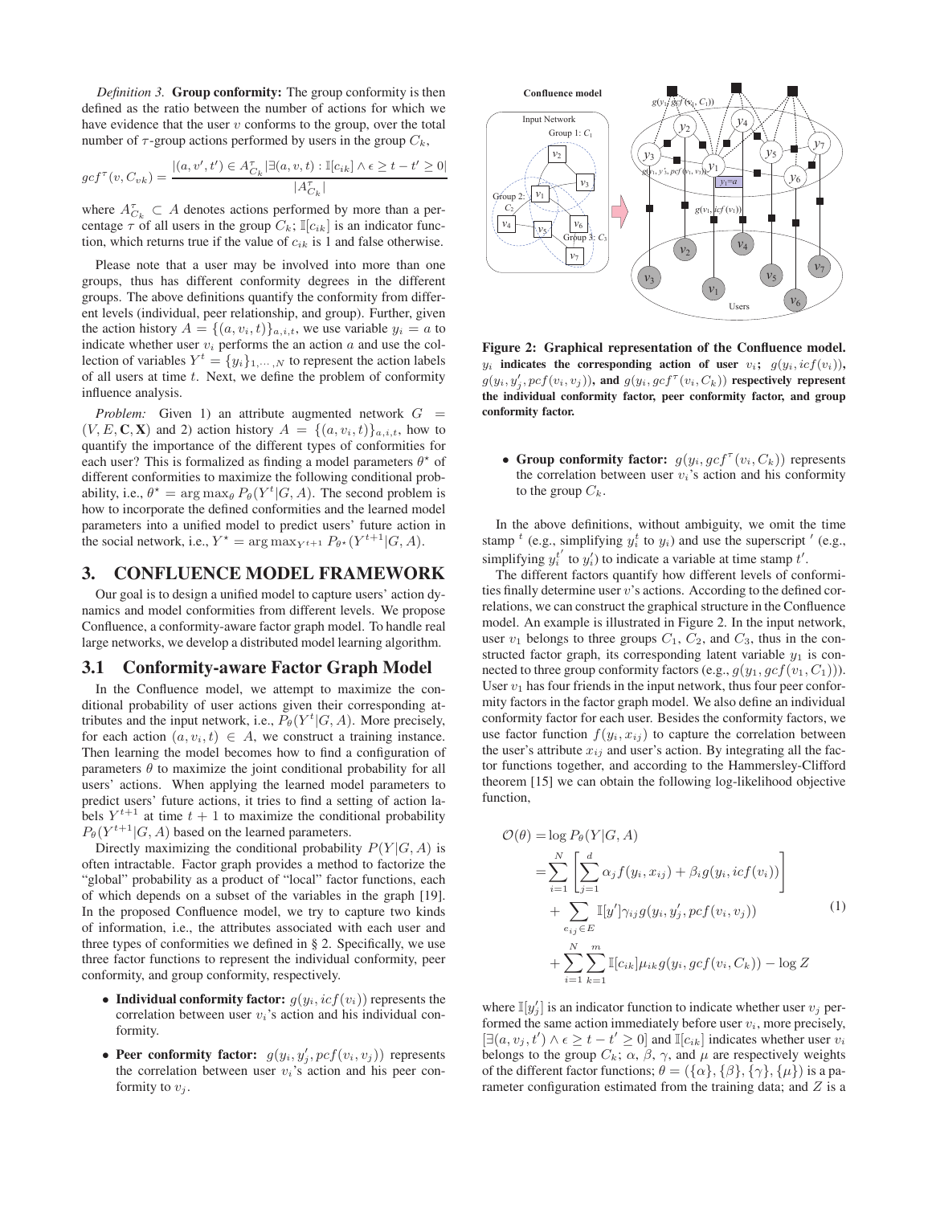*Definition 3.* **Group conformity:** The group conformity is then defined as the ratio between the number of actions for which we have evidence that the user $v$ conforms to the group, over the total number of $\tau$-group actions performed by users in the group $C_k$,

$$gcf^{\tau}(v, C_{vk}) = \frac{|(a, v', t') \in A^{\tau}_{C_k} | \exists (a, v, t) : \mathbb{I}[c_{ik}] \wedge \epsilon \geq t - t' \geq 0|}{|A^{\tau}_{C_k}|}$$

where $A^{\tau}_{C_k} \subset A$ denotes actions performed by more than a percentage $\tau$ of all users in the group $C_k$; $\mathbb{I}[c_{ik}]$ is an indicator function, which returns true if the value of $c_{ik}$ is 1 and false otherwise.

Please note that a user may be involved into more than one groups, thus has different conformity degrees in the different groups. The above definitions quantify the conformity from different levels (individual, peer relationship, and group). Further, given the action history $A = \{(a, v_i, t)\}_{a,i,t}$, we use variable $y_i = a$ to indicate whether user $v_i$ performs the an action $a$ and use the collection of variables $Y^t = \{y_i\}_{1,\cdots,N}$ to represent the action labels of all users at time $t$. Next, we define the problem of conformity influence analysis.

*Problem:* Given 1) an attribute augmented network $G = (V, E, \mathbf{C}, \mathbf{X})$ and 2) action history $A = \{(a, v_i, t)\}_{a,i,t}$, how to quantify the importance of the different types of conformities for each user? This is formalized as finding a model parameters $\theta^{\star}$ of different conformities to maximize the following conditional probability, i.e., $\theta^{\star} = \arg\max_{\theta} P_{\theta}(Y^t|G, A)$. The second problem is how to incorporate the defined conformities and the learned model parameters into a unified model to predict users' future action in the social network, i.e., $Y^{\star} = \arg\max_{Y^{t+1}} P_{\theta^{\star}}(Y^{t+1}|G, A)$.

# 3. CONFLUENCE MODEL FRAMEWORK

Our goal is to design a unified model to capture users' action dynamics and model conformities from different levels. We propose Confluence, a conformity-aware factor graph model. To handle real large networks, we develop a distributed model learning algorithm.

## 3.1 Conformity-aware Factor Graph Model

In the Confluence model, we attempt to maximize the conditional probability of user actions given their corresponding attributes and the input network, i.e., $P_{\theta}(Y^t|G, A)$. More precisely, for each action $(a, v_i, t) \in A$, we construct a training instance. Then learning the model becomes how to find a configuration of parameters $\theta$ to maximize the joint conditional probability for all users' actions. When applying the learned model parameters to predict users' future actions, it tries to find a setting of action labels $Y^{t+1}$ at time $t+1$ to maximize the conditional probability $P_{\theta}(Y^{t+1}|G, A)$ based on the learned parameters.

Directly maximizing the conditional probability $P(Y|G, A)$ is often intractable. Factor graph provides a method to factorize the "global" probability as a product of "local" factor functions, each of which depends on a subset of the variables in the graph [19]. In the proposed Confluence model, we try to capture two kinds of information, i.e., the attributes associated with each user and three types of conformities we defined in § 2. Specifically, we use three factor functions to represent the individual conformity, peer conformity, and group conformity, respectively.

- **Individual conformity factor:** $g(y_i, icf(v_i))$ represents the correlation between user $v_i$'s action and his individual conformity.
- **Peer conformity factor:** $g(y_i, y'_j, pcf(v_i, v_j))$ represents the correlation between user $v_i$'s action and his peer conformity to $v_j$.

**Figure 2: Graphical representation of the Confluence model. $y_i$ indicates the corresponding action of user $v_i$; $g(y_i, icf(v_i))$, $g(y_i, y'_j, pcf(v_i, v_j))$, and $g(y_i, gcf^{\tau}(v_i, C_k))$ respectively represent the individual conformity factor, peer conformity factor, and group conformity factor.**

- **Group conformity factor:** $g(y_i, gcf^{\tau}(v_i, C_k))$ represents the correlation between user $v_i$'s action and his conformity to the group $C_k$.

In the above definitions, without ambiguity, we omit the time stamp $^t$ (e.g., simplifying $y_i^t$ to $y_i$) and use the superscript $'$ (e.g., simplifying $y_i^{t'}$ to $y'_i$) to indicate a variable at time stamp $t'$.

The different factors quantify how different levels of conformities finally determine user $v$'s actions. According to the defined correlations, we can construct the graphical structure in the Confluence model. An example is illustrated in Figure 2. In the input network, user $v_1$ belongs to three groups $C_1$, $C_2$, and $C_3$, thus in the constructed factor graph, its corresponding latent variable $y_1$ is connected to three group conformity factors (e.g., $g(y_1, gcf(v_1, C_1))$). User $v_1$ has four friends in the input network, thus four peer conformity factors in the factor graph model. We also define an individual conformity factor for each user. Besides the conformity factors, we use factor function $f(y_i, x_{ij})$ to capture the correlation between the user's attribute $x_{ij}$ and user's action. By integrating all the factor functions together, and according to the Hammersley-Clifford theorem [15] we can obtain the following log-likelihood objective function,

$$\begin{aligned}
\mathcal{O}(\theta) &= \log P_{\theta}(Y|G, A) \\
&= \sum_{i=1}^{N} \left[ \sum_{j=1}^{d} \alpha_j f(y_i, x_{ij}) + \beta_i g(y_i, icf(v_i)) \right] \\
&\quad + \sum_{e_{ij} \in E} \mathbb{I}[y'] \gamma_{ij} g(y_i, y'_j, pcf(v_i, v_j)) \\
&\quad + \sum_{i=1}^{N} \sum_{k=1}^{m} \mathbb{I}[c_{ik}] \mu_{ik} g(y_i, gcf(v_i, C_k)) - \log Z
\end{aligned} \tag{1}$$

where $\mathbb{I}[y'_j]$ is an indicator function to indicate whether user $v_j$ performed the same action immediately before user $v_i$, more precisely, $[\exists (a, v_j, t') \wedge \epsilon \geq t - t' \geq 0]$ and $\mathbb{I}[c_{ik}]$ indicates whether user $v_i$ belongs to the group $C_k$; $\alpha$, $\beta$, $\gamma$, and $\mu$ are respectively weights of the different factor functions; $\theta = (\{\alpha\}, \{\beta\}, \{\gamma\}, \{\mu\})$ is a parameter configuration estimated from the training data; and $Z$ is a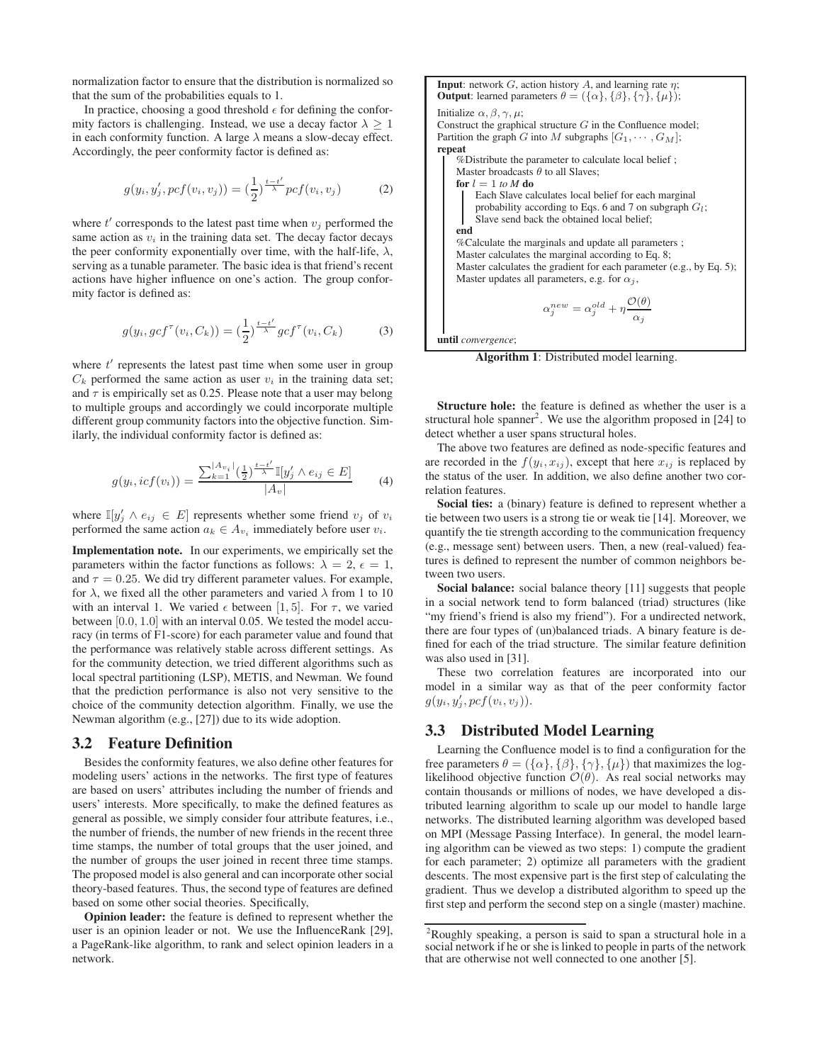normalization factor to ensure that the distribution is normalized so that the sum of the probabilities equals to 1.

In practice, choosing a good threshold $\epsilon$ for defining the conformity factors is challenging. Instead, we use a decay factor $\lambda \geq 1$ in each conformity function. A large $\lambda$ means a slow-decay effect. Accordingly, the peer conformity factor is defined as:

$$g(y_i, y_j', pcf(v_i, v_j)) = (\frac{1}{2})^{\frac{t-t'}{\lambda}} pcf(v_i, v_j) \tag{2}$$

where $t'$ corresponds to the latest past time when $v_j$ performed the same action as $v_i$ in the training data set. The decay factor decays the peer conformity exponentially over time, with the half-life, $\lambda$, serving as a tunable parameter. The basic idea is that friend's recent actions have higher influence on one's action. The group conformity factor is defined as:

$$g(y_i, gcf^{\tau}(v_i, C_k)) = (\frac{1}{2})^{\frac{t-t'}{\lambda}} gcf^{\tau}(v_i, C_k) \tag{3}$$

where $t'$ represents the latest past time when some user in group $C_k$ performed the same action as user $v_i$ in the training data set; and $\tau$ is empirically set as 0.25. Please note that a user may belong to multiple groups and accordingly we could incorporate multiple different group community factors into the objective function. Similarly, the individual conformity factor is defined as:

$$g(y_i, icf(v_i)) = \frac{\sum_{k=1}^{|A_{v_i}|} (\frac{1}{2})^{\frac{t-t'}{\lambda}} \mathbb{I}[y_j' \wedge e_{ij} \in E]}{|A_v|} \tag{4}$$

where $\mathbb{I}[y_j' \wedge e_{ij} \in E]$ represents whether some friend $v_j$ of $v_i$ performed the same action $a_k \in A_{v_i}$ immediately before user $v_i$.

**Implementation note.** In our experiments, we empirically set the parameters within the factor functions as follows: $\lambda = 2$, $\epsilon = 1$, and $\tau = 0.25$. We did try different parameter values. For example, for $\lambda$, we fixed all the other parameters and varied $\lambda$ from 1 to 10 with an interval 1. We varied $\epsilon$ between $[1, 5]$. For $\tau$, we varied between $[0.0, 1.0]$ with an interval 0.05. We tested the model accuracy (in terms of F1-score) for each parameter value and found that the performance was relatively stable across different settings. As for the community detection, we tried different algorithms such as local spectral partitioning (LSP), METIS, and Newman. We found that the prediction performance is also not very sensitive to the choice of the community detection algorithm. Finally, we use the Newman algorithm (e.g., [27]) due to its wide adoption.

## 3.2 Feature Definition

Besides the conformity features, we also define other features for modeling users' actions in the networks. The first type of features are based on users' attributes including the number of friends and users' interests. More specifically, to make the defined features as general as possible, we simply consider four attribute features, i.e., the number of friends, the number of new friends in the recent three time stamps, the number of total groups that the user joined, and the number of groups the user joined in recent three time stamps. The proposed model is also general and can incorporate other social theory-based features. Thus, the second type of features are defined based on some other social theories. Specifically,

**Opinion leader:** the feature is defined to represent whether the user is an opinion leader or not. We use the InfluenceRank [29], a PageRank-like algorithm, to rank and select opinion leaders in a network.

```
Input: network G, action history A, and learning rate η;
Output: learned parameters θ = ({α}, {β}, {γ}, {μ});
Initialize α, β, γ, μ;
Construct the graphical structure G in the Confluence model;
Partition the graph G into M subgraphs [G_1, ..., G_M];
repeat
    %Distribute the parameter to calculate local belief ;
    Master broadcasts θ to all Slaves;
    for l = 1 to M do
        Each Slave calculates local belief for each marginal
        probability according to Eqs. 6 and 7 on subgraph G_l;
        Slave send back the obtained local belief;
    end
    %Calculate the marginals and update all parameters ;
    Master calculates the marginal according to Eq. 8;
    Master calculates the gradient for each parameter (e.g., by Eq. 5);
    Master updates all parameters, e.g. for α_j,
        α_j^new = α_j^old + η O(θ)/α_j
until convergence;
```

$$\alpha_j^{new} = \alpha_j^{old} + \eta \frac{\mathcal{O}(\theta)}{\alpha_j}$$

**Algorithm 1**: Distributed model learning.

**Structure hole:** the feature is defined as whether the user is a structural hole spanner[2]. We use the algorithm proposed in [24] to detect whether a user spans structural holes.

The above two features are defined as node-specific features and are recorded in the $f(y_i, x_{ij})$, except that here $x_{ij}$ is replaced by the status of the user. In addition, we also define another two correlation features.

**Social ties:** a (binary) feature is defined to represent whether a tie between two users is a strong tie or weak tie [14]. Moreover, we quantify the tie strength according to the communication frequency (e.g., message sent) between users. Then, a new (real-valued) features is defined to represent the number of common neighbors between two users.

**Social balance:** social balance theory [11] suggests that people in a social network tend to form balanced (triad) structures (like "my friend's friend is also my friend"). For a undirected network, there are four types of (un)balanced triads. A binary feature is defined for each of the triad structure. The similar feature definition was also used in [31].

These two correlation features are incorporated into our model in a similar way as that of the peer conformity factor $g(y_i, y_j', pcf(v_i, v_j))$.

## 3.3 Distributed Model Learning

Learning the Confluence model is to find a configuration for the free parameters $\theta = (\{\alpha\}, \{\beta\}, \{\gamma\}, \{\mu\})$ that maximizes the log-likelihood objective function $\mathcal{O}(\theta)$. As real social networks may contain thousands or millions of nodes, we have developed a distributed learning algorithm to scale up our model to handle large networks. The distributed learning algorithm was developed based on MPI (Message Passing Interface). In general, the model learning algorithm can be viewed as two steps: 1) compute the gradient for each parameter; 2) optimize all parameters with the gradient descents. The most expensive part is the first step of calculating the gradient. Thus we develop a distributed algorithm to speed up the first step and perform the second step on a single (master) machine.

[2]Roughly speaking, a person is said to span a structural hole in a social network if he or she is linked to people in parts of the network that are otherwise not well connected to one another [5].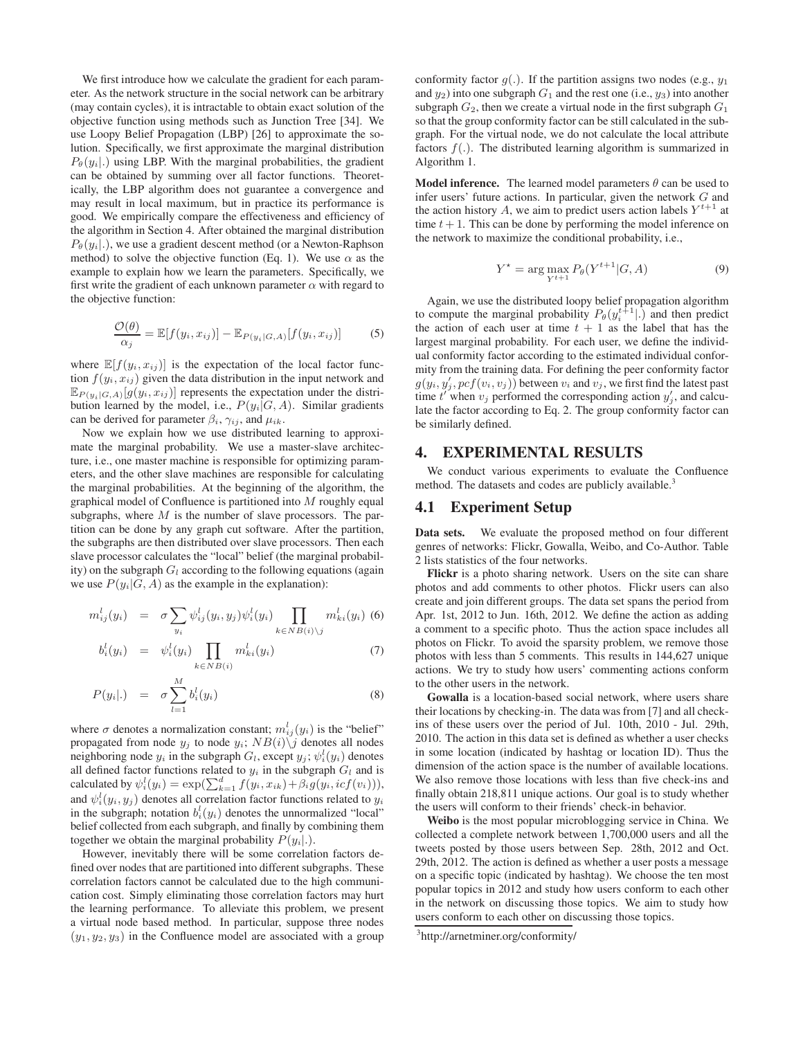We first introduce how we calculate the gradient for each parameter. As the network structure in the social network can be arbitrary (may contain cycles), it is intractable to obtain exact solution of the objective function using methods such as Junction Tree [34]. We use Loopy Belief Propagation (LBP) [26] to approximate the solution. Specifically, we first approximate the marginal distribution $P_\theta(y_i|.)$ using LBP. With the marginal probabilities, the gradient can be obtained by summing over all factor functions. Theoretically, the LBP algorithm does not guarantee a convergence and may result in local maximum, but in practice its performance is good. We empirically compare the effectiveness and efficiency of the algorithm in Section 4. After obtained the marginal distribution $P_\theta(y_i|.)$, we use a gradient descent method (or a Newton-Raphson method) to solve the objective function (Eq. 1). We use $\alpha$ as the example to explain how we learn the parameters. Specifically, we first write the gradient of each unknown parameter $\alpha$ with regard to the objective function:

$$\frac{\mathcal{O}(\theta)}{\alpha_j} = \mathbb{E}[f(y_i, x_{ij})] - \mathbb{E}_{P(y_i|G,A)}[f(y_i, x_{ij})] \tag{5}$$

where $\mathbb{E}[f(y_i, x_{ij})]$ is the expectation of the local factor function $f(y_i, x_{ij})$ given the data distribution in the input network and $\mathbb{E}_{P(y_i|G,A)}[g(y_i, x_{ij})]$ represents the expectation under the distribution learned by the model, i.e., $P(y_i|G, A)$. Similar gradients can be derived for parameter $\beta_i$, $\gamma_{ij}$, and $\mu_{ik}$.

Now we explain how we use distributed learning to approximate the marginal probability. We use a master-slave architecture, i.e., one master machine is responsible for optimizing parameters, and the other slave machines are responsible for calculating the marginal probabilities. At the beginning of the algorithm, the graphical model of Confluence is partitioned into $M$ roughly equal subgraphs, where $M$ is the number of slave processors. The partition can be done by any graph cut software. After the partition, the subgraphs are then distributed over slave processors. Then each slave processor calculates the "local" belief (the marginal probability) on the subgraph $G_l$ according to the following equations (again we use $P(y_i|G, A)$ as the example in the explanation):

$$m^l_{ij}(y_i) = \sigma \sum_{y_i} \psi^l_{ij}(y_i, y_j)\psi^l_i(y_i) \prod_{k \in NB(i)\setminus j} m^l_{ki}(y_i) \tag{6}$$

$$b^l_i(y_i) = \psi^l_i(y_i) \prod_{k \in NB(i)} m^l_{ki}(y_i) \tag{7}$$

$$P(y_i|.) = \sigma \sum_{l=1}^{M} b^l_i(y_i) \tag{8}$$

where $\sigma$ denotes a normalization constant; $m^l_{ij}(y_i)$ is the "belief" propagated from node $y_j$ to node $y_i$; $NB(i)\setminus j$ denotes all nodes neighboring node $y_i$ in the subgraph $G_l$, except $y_j$; $\psi^l_i(y_i)$ denotes all defined factor functions related to $y_i$ in the subgraph $G_l$ and is calculated by $\psi^l_i(y_i) = \exp(\sum_{k=1}^{d} f(y_i, x_{ik}) + \beta_i g(y_i, icf(v_i)))$, and $\psi^l_i(y_i, y_j)$ denotes all correlation factor functions related to $y_i$ in the subgraph; notation $b^l_i(y_i)$ denotes the unnormalized "local" belief collected from each subgraph, and finally by combining them together we obtain the marginal probability $P(y_i|.)$.

However, inevitably there will be some correlation factors defined over nodes that are partitioned into different subgraphs. These correlation factors cannot be calculated due to the high communication cost. Simply eliminating those correlation factors may hurt the learning performance. To alleviate this problem, we present a virtual node based method. In particular, suppose three nodes $(y_1, y_2, y_3)$ in the Confluence model are associated with a group conformity factor $g(.)$. If the partition assigns two nodes (e.g., $y_1$ and $y_2$) into one subgraph $G_1$ and the rest one (i.e., $y_3$) into another subgraph $G_2$, then we create a virtual node in the first subgraph $G_1$ so that the group conformity factor can be still calculated in the subgraph. For the virtual node, we do not calculate the local attribute factors $f(.)$. The distributed learning algorithm is summarized in Algorithm 1.

**Model inference.** The learned model parameters $\theta$ can be used to infer users' future actions. In particular, given the network $G$ and the action history $A$, we aim to predict users action labels $Y^{t+1}$ at time $t+1$. This can be done by performing the model inference on the network to maximize the conditional probability, i.e.,

$$Y^\star = \arg\max_{Y^{t+1}} P_\theta(Y^{t+1}|G, A) \tag{9}$$

Again, we use the distributed loopy belief propagation algorithm to compute the marginal probability $P_\theta(y^{t+1}_i|.)$ and then predict the action of each user at time $t+1$ as the label that has the largest marginal probability. For each user, we define the individual conformity factor according to the estimated individual conformity from the training data. For defining the peer conformity factor $g(y_i, y'_j, pcf(v_i, v_j))$ between $v_i$ and $v_j$, we first find the latest past time $t'$ when $v_j$ performed the corresponding action $y'_j$, and calculate the factor according to Eq. 2. The group conformity factor can be similarly defined.

## 4. EXPERIMENTAL RESULTS

We conduct various experiments to evaluate the Confluence method. The datasets and codes are publicly available.[3]

### 4.1 Experiment Setup

**Data sets.** We evaluate the proposed method on four different genres of networks: Flickr, Gowalla, Weibo, and Co-Author. Table 2 lists statistics of the four networks.

**Flickr** is a photo sharing network. Users on the site can share photos and add comments to other photos. Flickr users can also create and join different groups. The data set spans the period from Apr. 1st, 2012 to Jun. 16th, 2012. We define the action as adding a comment to a specific photo. Thus the action space includes all photos on Flickr. To avoid the sparsity problem, we remove those photos with less than 5 comments. This results in 144,627 unique actions. We try to study how users' commenting actions conform to the other users in the network.

**Gowalla** is a location-based social network, where users share their locations by checking-in. The data was from [7] and all checkins of these users over the period of Jul. 10th, 2010 - Jul. 29th, 2010. The action in this data set is defined as whether a user checks in some location (indicated by hashtag or location ID). Thus the dimension of the action space is the number of available locations. We also remove those locations with less than five check-ins and finally obtain 218,811 unique actions. Our goal is to study whether the users will conform to their friends' check-in behavior.

**Weibo** is the most popular microblogging service in China. We collected a complete network between 1,700,000 users and all the tweets posted by those users between Sep. 28th, 2012 and Oct. 29th, 2012. The action is defined as whether a user posts a message on a specific topic (indicated by hashtag). We choose the ten most popular topics in 2012 and study how users conform to each other in the network on discussing those topics. We aim to study how users conform to each other on discussing those topics.

[3] http://arnetminer.org/conformity/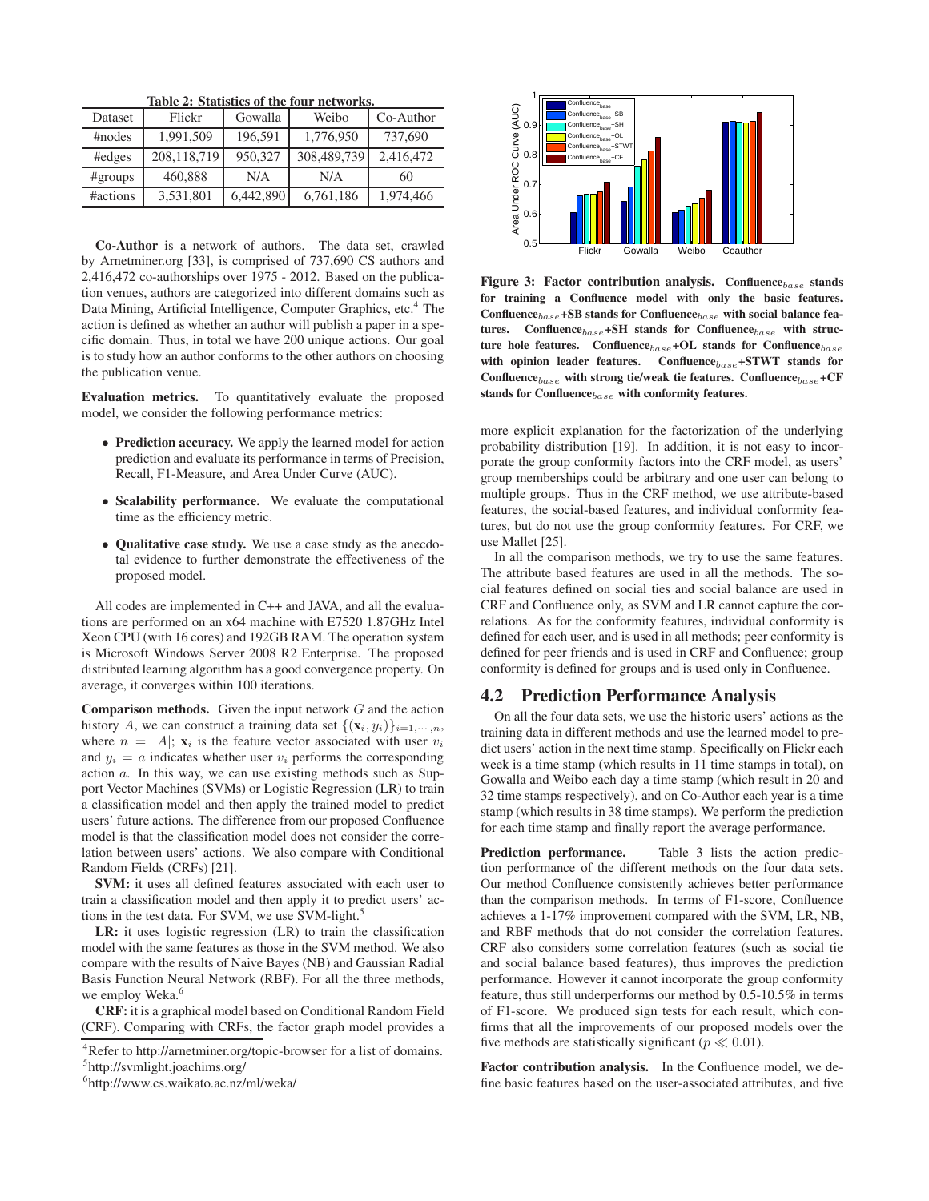**Table 2: Statistics of the four networks.**

| Dataset | Flickr | Gowalla | Weibo | Co-Author |
|---|---|---|---|---|
| #nodes | 1,991,509 | 196,591 | 1,776,950 | 737,690 |
| #edges | 208,118,719 | 950,327 | 308,489,739 | 2,416,472 |
| #groups | 460,888 | N/A | N/A | 60 |
| #actions | 3,531,801 | 6,442,890 | 6,761,186 | 1,974,466 |

**Co-Author** is a network of authors. The data set, crawled by Arnetminer.org [33], is comprised of 737,690 CS authors and 2,416,472 co-authorships over 1975 - 2012. Based on the publication venues, authors are categorized into different domains such as Data Mining, Artificial Intelligence, Computer Graphics, etc.[4] The action is defined as whether an author will publish a paper in a specific domain. Thus, in total we have 200 unique actions. Our goal is to study how an author conforms to the other authors on choosing the publication venue.

**Evaluation metrics.** To quantitatively evaluate the proposed model, we consider the following performance metrics:

- **Prediction accuracy.** We apply the learned model for action prediction and evaluate its performance in terms of Precision, Recall, F1-Measure, and Area Under Curve (AUC).
- **Scalability performance.** We evaluate the computational time as the efficiency metric.
- **Qualitative case study.** We use a case study as the anecdotal evidence to further demonstrate the effectiveness of the proposed model.

All codes are implemented in C++ and JAVA, and all the evaluations are performed on an x64 machine with E7520 1.87GHz Intel Xeon CPU (with 16 cores) and 192GB RAM. The operation system is Microsoft Windows Server 2008 R2 Enterprise. The proposed distributed learning algorithm has a good convergence property. On average, it converges within 100 iterations.

**Comparison methods.** Given the input network $G$ and the action history $A$, we can construct a training data set $\{(\mathbf{x}_i, y_i)\}_{i=1,\cdots,n}$, where $n = |A|$; $\mathbf{x}_i$ is the feature vector associated with user $v_i$ and $y_i = a$ indicates whether user $v_i$ performs the corresponding action $a$. In this way, we can use existing methods such as Support Vector Machines (SVMs) or Logistic Regression (LR) to train a classification model and then apply the trained model to predict users' future actions. The difference from our proposed Confluence model is that the classification model does not consider the correlation between users' actions. We also compare with Conditional Random Fields (CRFs) [21].

**SVM:** it uses all defined features associated with each user to train a classification model and then apply it to predict users' actions in the test data. For SVM, we use SVM-light.[5]

**LR:** it uses logistic regression (LR) to train the classification model with the same features as those in the SVM method. We also compare with the results of Naive Bayes (NB) and Gaussian Radial Basis Function Neural Network (RBF). For all the three methods, we employ Weka.[6]

**CRF:** it is a graphical model based on Conditional Random Field (CRF). Comparing with CRFs, the factor graph model provides a more explicit explanation for the factorization of the underlying probability distribution [19]. In addition, it is not easy to incorporate the group conformity factors into the CRF model, as users' group memberships could be arbitrary and one user can belong to multiple groups. Thus in the CRF method, we use attribute-based features, the social-based features, and individual conformity features, but do not use the group conformity features. For CRF, we use Mallet [25].

In all the comparison methods, we try to use the same features. The attribute based features are used in all the methods. The social features defined on social ties and social balance are used in CRF and Confluence only, as SVM and LR cannot capture the correlations. As for the conformity features, individual conformity is defined for each user, and is used in all methods; peer conformity is defined for peer friends and is used in CRF and Confluence; group conformity is defined for groups and is used only in Confluence.

[4] Refer to http://arnetminer.org/topic-browser for a list of domains.

[5] http://svmlight.joachims.org/

[6] http://www.cs.waikato.ac.nz/ml/weka/

**Figure 3: Factor contribution analysis. Confluence$_{base}$ stands for training a Confluence model with only the basic features. Confluence$_{base}$+SB stands for Confluence$_{base}$ with social balance features. Confluence$_{base}$+SH stands for Confluence$_{base}$ with structure hole features. Confluence$_{base}$+OL stands for Confluence$_{base}$ with opinion leader features. Confluence$_{base}$+STWT stands for Confluence$_{base}$ with strong tie/weak tie features. Confluence$_{base}$+CF stands for Confluence$_{base}$ with conformity features.**

## 4.2 Prediction Performance Analysis

On all the four data sets, we use the historic users' actions as the training data in different methods and use the learned model to predict users' action in the next time stamp. Specifically on Flickr each week is a time stamp (which results in 11 time stamps in total), on Gowalla and Weibo each day a time stamp (which result in 20 and 32 time stamps respectively), and on Co-Author each year is a time stamp (which results in 38 time stamps). We perform the prediction for each time stamp and finally report the average performance.

**Prediction performance.** Table 3 lists the action prediction performance of the different methods on the four data sets. Our method Confluence consistently achieves better performance than the comparison methods. In terms of F1-score, Confluence achieves a 1-17% improvement compared with the SVM, LR, NB, and RBF methods that do not consider the correlation features. CRF also considers some correlation features (such as social tie and social balance based features), thus improves the prediction performance. However it cannot incorporate the group conformity feature, thus still underperforms our method by 0.5-10.5% in terms of F1-score. We produced sign tests for each result, which confirms that all the improvements of our proposed models over the five methods are statistically significant ($p \ll 0.01$).

**Factor contribution analysis.** In the Confluence model, we define basic features based on the user-associated attributes, and five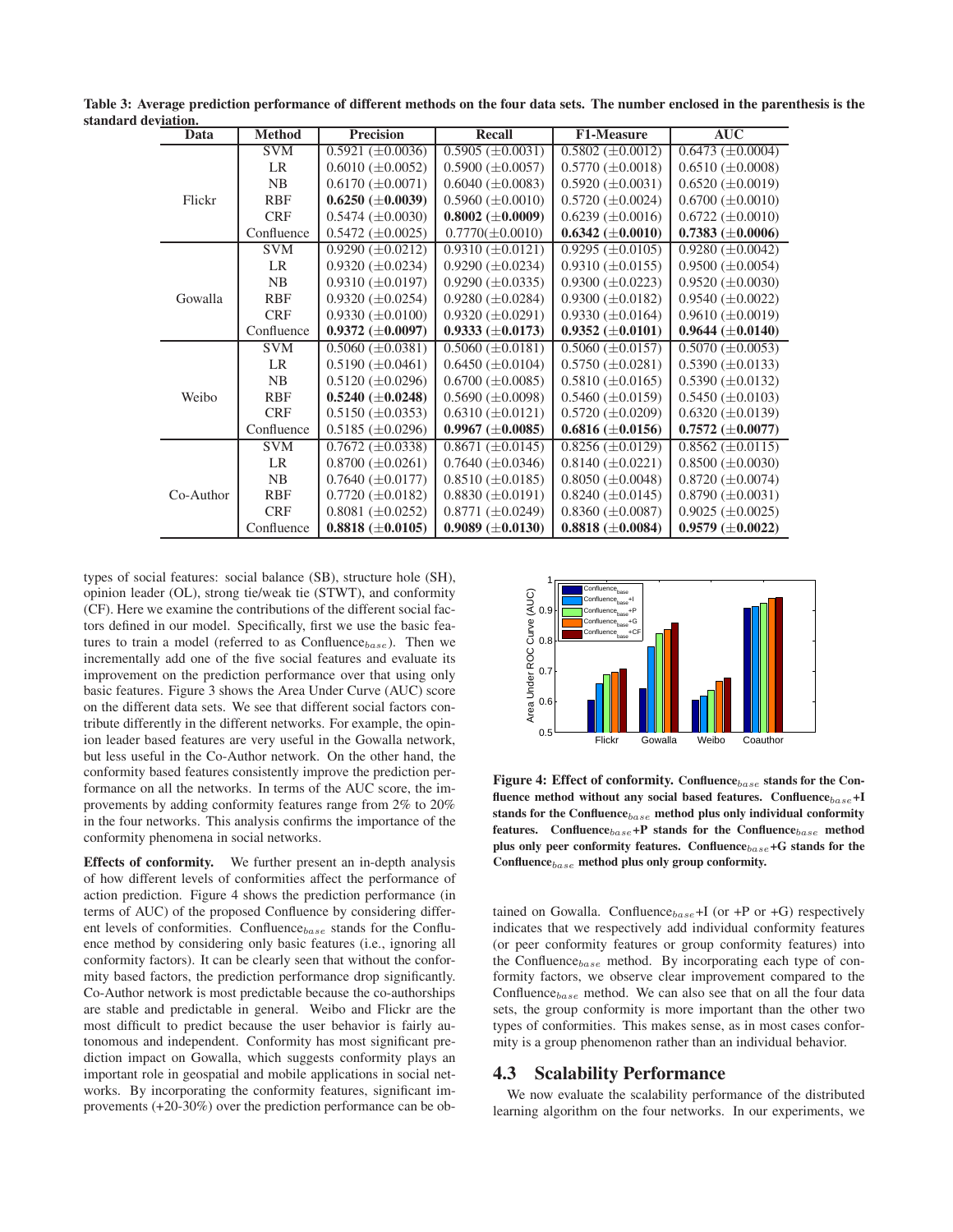**Table 3: Average prediction performance of different methods on the four data sets. The number enclosed in the parenthesis is the standard deviation.**

| Data | Method | Precision | Recall | F1-Measure | AUC |
|---|---|---|---|---|---|
| Flickr | SVM | 0.5921 ($\pm$0.0036) | 0.5905 ($\pm$0.0031) | 0.5802 ($\pm$0.0012) | 0.6473 ($\pm$0.0004) |
| | LR | 0.6010 ($\pm$0.0052) | 0.5900 ($\pm$0.0057) | 0.5770 ($\pm$0.0018) | 0.6510 ($\pm$0.0008) |
| | NB | 0.6170 ($\pm$0.0071) | 0.6040 ($\pm$0.0083) | 0.5920 ($\pm$0.0031) | 0.6520 ($\pm$0.0019) |
| | RBF | **0.6250 ($\pm$0.0039)** | 0.5960 ($\pm$0.0010) | 0.5720 ($\pm$0.0024) | 0.6700 ($\pm$0.0010) |
| | CRF | 0.5474 ($\pm$0.0030) | **0.8002 ($\pm$0.0009)** | 0.6239 ($\pm$0.0016) | 0.6722 ($\pm$0.0010) |
| | Confluence | 0.5472 ($\pm$0.0025) | 0.7770($\pm$0.0010) | **0.6342 ($\pm$0.0010)** | **0.7383 ($\pm$0.0006)** |
| Gowalla | SVM | 0.9290 ($\pm$0.0212) | 0.9310 ($\pm$0.0121) | 0.9295 ($\pm$0.0105) | 0.9280 ($\pm$0.0042) |
| | LR | 0.9320 ($\pm$0.0234) | 0.9290 ($\pm$0.0234) | 0.9310 ($\pm$0.0155) | 0.9500 ($\pm$0.0054) |
| | NB | 0.9310 ($\pm$0.0197) | 0.9290 ($\pm$0.0335) | 0.9300 ($\pm$0.0223) | 0.9520 ($\pm$0.0030) |
| | RBF | 0.9320 ($\pm$0.0254) | 0.9280 ($\pm$0.0284) | 0.9300 ($\pm$0.0182) | 0.9540 ($\pm$0.0022) |
| | CRF | 0.9330 ($\pm$0.0100) | 0.9320 ($\pm$0.0291) | 0.9330 ($\pm$0.0164) | 0.9610 ($\pm$0.0019) |
| | Confluence | **0.9372 ($\pm$0.0097)** | **0.9333 ($\pm$0.0173)** | **0.9352 ($\pm$0.0101)** | **0.9644 ($\pm$0.0140)** |
| Weibo | SVM | 0.5060 ($\pm$0.0381) | 0.5060 ($\pm$0.0181) | 0.5060 ($\pm$0.0157) | 0.5070 ($\pm$0.0053) |
| | LR | 0.5190 ($\pm$0.0461) | 0.6450 ($\pm$0.0104) | 0.5750 ($\pm$0.0281) | 0.5390 ($\pm$0.0133) |
| | NB | 0.5120 ($\pm$0.0296) | 0.6700 ($\pm$0.0085) | 0.5810 ($\pm$0.0165) | 0.5390 ($\pm$0.0132) |
| | RBF | **0.5240 ($\pm$0.0248)** | 0.5690 ($\pm$0.0098) | 0.5460 ($\pm$0.0159) | 0.5450 ($\pm$0.0103) |
| | CRF | 0.5150 ($\pm$0.0353) | 0.6310 ($\pm$0.0121) | 0.5720 ($\pm$0.0209) | 0.6320 ($\pm$0.0139) |
| | Confluence | 0.5185 ($\pm$0.0296) | **0.9967 ($\pm$0.0085)** | **0.6816 ($\pm$0.0156)** | **0.7572 ($\pm$0.0077)** |
| Co-Author | SVM | 0.7672 ($\pm$0.0338) | 0.8671 ($\pm$0.0145) | 0.8256 ($\pm$0.0129) | 0.8562 ($\pm$0.0115) |
| | LR | 0.8700 ($\pm$0.0261) | 0.7640 ($\pm$0.0346) | 0.8140 ($\pm$0.0221) | 0.8500 ($\pm$0.0030) |
| | NB | 0.7640 ($\pm$0.0177) | 0.8510 ($\pm$0.0185) | 0.8050 ($\pm$0.0048) | 0.8720 ($\pm$0.0074) |
| | RBF | 0.7720 ($\pm$0.0182) | 0.8830 ($\pm$0.0191) | 0.8240 ($\pm$0.0145) | 0.8790 ($\pm$0.0031) |
| | CRF | 0.8081 ($\pm$0.0252) | 0.8771 ($\pm$0.0249) | 0.8360 ($\pm$0.0087) | 0.9025 ($\pm$0.0025) |
| | Confluence | **0.8818 ($\pm$0.0105)** | **0.9089 ($\pm$0.0130)** | **0.8818 ($\pm$0.0084)** | **0.9579 ($\pm$0.0022)** |

types of social features: social balance (SB), structure hole (SH), opinion leader (OL), strong tie/weak tie (STWT), and conformity (CF). Here we examine the contributions of the different social factors defined in our model. Specifically, first we use the basic features to train a model (referred to as Confluence$_{base}$). Then we incrementally add one of the five social features and evaluate its improvement on the prediction performance over that using only basic features. Figure 3 shows the Area Under Curve (AUC) score on the different data sets. We see that different social factors contribute differently in the different networks. For example, the opinion leader based features are very useful in the Gowalla network, but less useful in the Co-Author network. On the other hand, the conformity based features consistently improve the prediction performance on all the networks. In terms of the AUC score, the improvements by adding conformity features range from 2% to 20% in the four networks. This analysis confirms the importance of the conformity phenomena in social networks.

**Effects of conformity.** We further present an in-depth analysis of how different levels of conformities affect the performance of action prediction. Figure 4 shows the prediction performance (in terms of AUC) of the proposed Confluence by considering different levels of conformities. Confluence$_{base}$ stands for the Confluence method by considering only basic features (i.e., ignoring all conformity factors). It can be clearly seen that without the conformity based factors, the prediction performance drop significantly. Co-Author network is most predictable because the co-authorships are stable and predictable in general. Weibo and Flickr are the most difficult to predict because the user behavior is fairly autonomous and independent. Conformity has most significant prediction impact on Gowalla, which suggests conformity plays an important role in geospatial and mobile applications in social networks. By incorporating the conformity features, significant improvements (+20-30%) over the prediction performance can be obtained on Gowalla. Confluence$_{base}$+I (or +P or +G) respectively indicates that we respectively add individual conformity features (or peer conformity features or group conformity features) into the Confluence$_{base}$ method. By incorporating each type of conformity factors, we observe clear improvement compared to the Confluence$_{base}$ method. We can also see that on all the four data sets, the group conformity is more important than the other two types of conformities. This makes sense, as in most cases conformity is a group phenomenon rather than an individual behavior.

**Figure 4: Effect of conformity. Confluence$_{base}$ stands for the Confluence method without any social based features. Confluence$_{base}$+I stands for the Confluence$_{base}$ method plus only individual conformity features. Confluence$_{base}$+P stands for the Confluence$_{base}$ method plus only peer conformity features. Confluence$_{base}$+G stands for the Confluence$_{base}$ method plus only group conformity.**

## 4.3 Scalability Performance

We now evaluate the scalability performance of the distributed learning algorithm on the four networks. In our experiments, we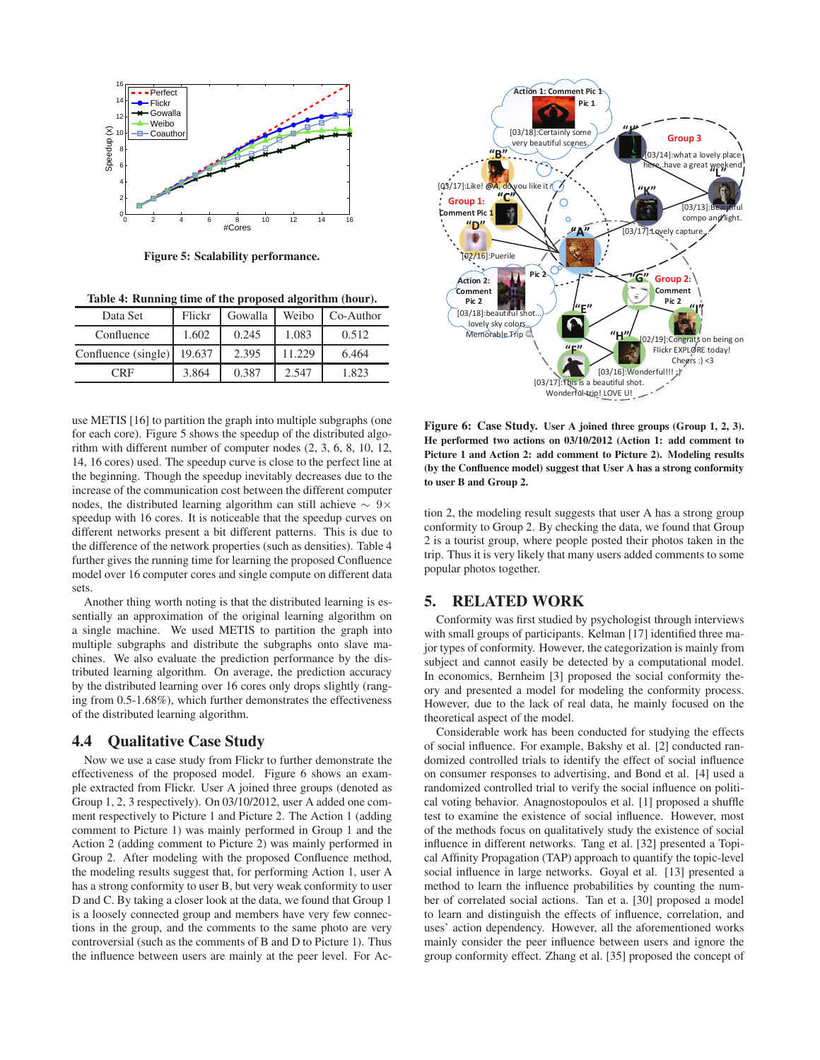**Figure 5: Scalability performance.**

**Table 4: Running time of the proposed algorithm (hour).**

| Data Set | Flickr | Gowalla | Weibo | Co-Author |
|---|---|---|---|---|
| Confluence | 1.602 | 0.245 | 1.083 | 0.512 |
| Confluence (single) | 19.637 | 2.395 | 11.229 | 6.464 |
| CRF | 3.864 | 0.387 | 2.547 | 1.823 |

use METIS [16] to partition the graph into multiple subgraphs (one for each core). Figure 5 shows the speedup of the distributed algorithm with different number of computer nodes (2, 3, 6, 8, 10, 12, 14, 16 cores) used. The speedup curve is close to the perfect line at the beginning. Though the speedup inevitably decreases due to the increase of the communication cost between the different computer nodes, the distributed learning algorithm can still achieve $\sim 9\times$ speedup with 16 cores. It is noticeable that the speedup curves on different networks present a bit different patterns. This is due to the difference of the network properties (such as densities). Table 4 further gives the running time for learning the proposed Confluence model over 16 computer cores and single compute on different data sets.

Another thing worth noting is that the distributed learning is essentially an approximation of the original learning algorithm on a single machine. We used METIS to partition the graph into multiple subgraphs and distribute the subgraphs onto slave machines. We also evaluate the prediction performance by the distributed learning algorithm. On average, the prediction accuracy by the distributed learning over 16 cores only drops slightly (ranging from 0.5-1.68%), which further demonstrates the effectiveness of the distributed learning algorithm.

### 4.4 Qualitative Case Study

Now we use a case study from Flickr to further demonstrate the effectiveness of the proposed model. Figure 6 shows an example extracted from Flickr. User A joined three groups (denoted as Group 1, 2, 3 respectively). On 03/10/2012, user A added one comment respectively to Picture 1 and Picture 2. The Action 1 (adding comment to Picture 1) was mainly performed in Group 1 and the Action 2 (adding comment to Picture 2) was mainly performed in Group 2. After modeling with the proposed Confluence method, the modeling results suggest that, for performing Action 1, user A has a strong conformity to user B, but very weak conformity to user D and C. By taking a closer look at the data, we found that Group 1 is a loosely connected group and members have very few connections in the group, and the comments to the same photo are very controversial (such as the comments of B and D to Picture 1). Thus the influence between users are mainly at the peer level. For Action 2, the modeling result suggests that user A has a strong group conformity to Group 2. By checking the data, we found that Group 2 is a tourist group, where people posted their photos taken in the trip. Thus it is very likely that many users added comments to some popular photos together.

**Figure 6: Case Study. User A joined three groups (Group 1, 2, 3). He performed two actions on 03/10/2012 (Action 1: add comment to Picture 1 and Action 2: add comment to Picture 2). Modeling results (by the Confluence model) suggest that User A has a strong conformity to user B and Group 2.**

## 5. RELATED WORK

Conformity was first studied by psychologist through interviews with small groups of participants. Kelman [17] identified three major types of conformity. However, the categorization is mainly from subject and cannot easily be detected by a computational model. In economics, Bernheim [3] proposed the social conformity theory and presented a model for modeling the conformity process. However, due to the lack of real data, he mainly focused on the theoretical aspect of the model.

Considerable work has been conducted for studying the effects of social influence. For example, Bakshy et al. [2] conducted randomized controlled trials to identify the effect of social influence on consumer responses to advertising, and Bond et al. [4] used a randomized controlled trial to verify the social influence on political voting behavior. Anagnostopoulos et al. [1] proposed a shuffle test to examine the existence of social influence. However, most of the methods focus on qualitatively study the existence of social influence in different networks. Tang et al. [32] presented a Topical Affinity Propagation (TAP) approach to quantify the topic-level social influence in large networks. Goyal et al. [13] presented a method to learn the influence probabilities by counting the number of correlated social actions. Tan et a. [30] proposed a model to learn and distinguish the effects of influence, correlation, and uses' action dependency. However, all the aforementioned works mainly consider the peer influence between users and ignore the group conformity effect. Zhang et al. [35] proposed the concept of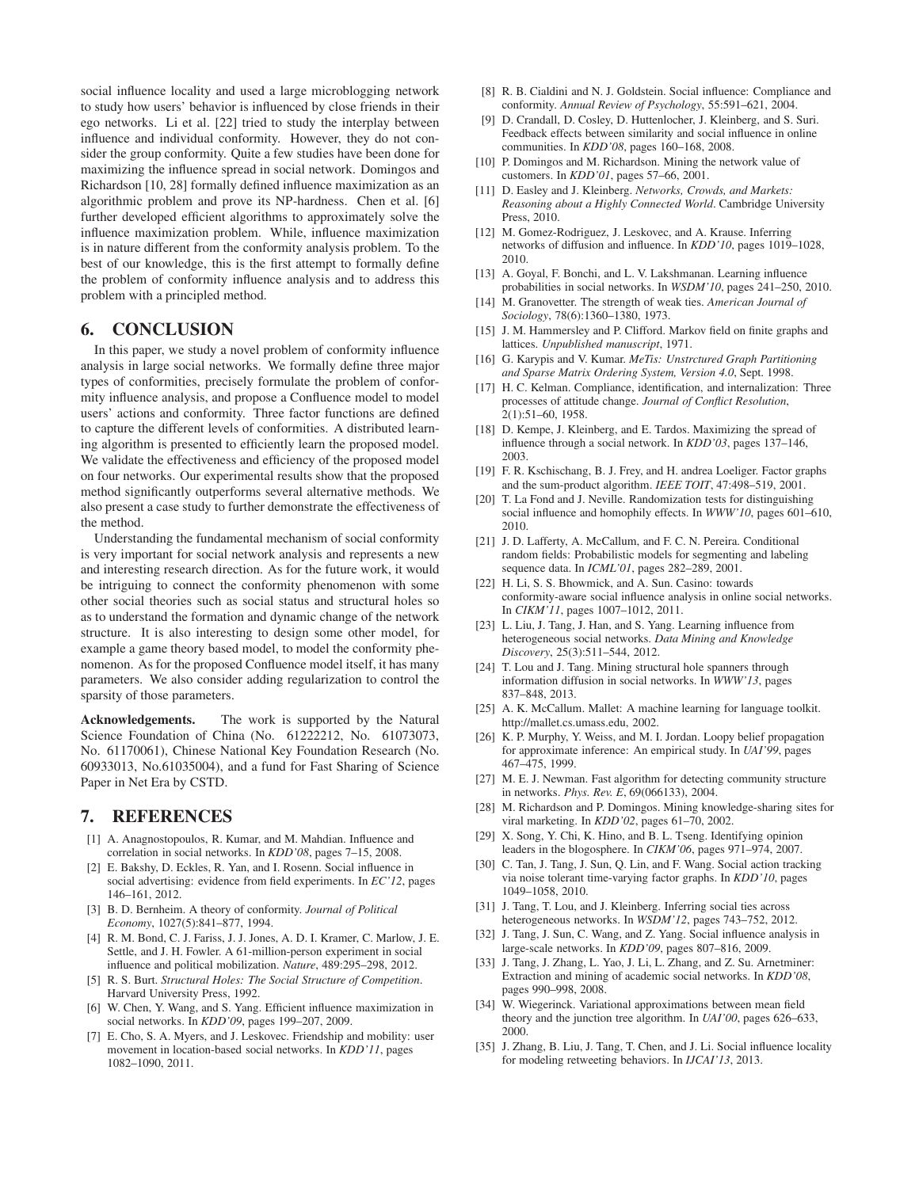social influence locality and used a large microblogging network to study how users' behavior is influenced by close friends in their ego networks. Li et al. [22] tried to study the interplay between influence and individual conformity. However, they do not consider the group conformity. Quite a few studies have been done for maximizing the influence spread in social network. Domingos and Richardson [10, 28] formally defined influence maximization as an algorithmic problem and prove its NP-hardness. Chen et al. [6] further developed efficient algorithms to approximately solve the influence maximization problem. While, influence maximization is in nature different from the conformity analysis problem. To the best of our knowledge, this is the first attempt to formally define the problem of conformity influence analysis and to address this problem with a principled method.

## 6. CONCLUSION

In this paper, we study a novel problem of conformity influence analysis in large social networks. We formally define three major types of conformities, precisely formulate the problem of conformity influence analysis, and propose a Confluence model to model users' actions and conformity. Three factor functions are defined to capture the different levels of conformities. A distributed learning algorithm is presented to efficiently learn the proposed model. We validate the effectiveness and efficiency of the proposed model on four networks. Our experimental results show that the proposed method significantly outperforms several alternative methods. We also present a case study to further demonstrate the effectiveness of the method.

Understanding the fundamental mechanism of social conformity is very important for social network analysis and represents a new and interesting research direction. As for the future work, it would be intriguing to connect the conformity phenomenon with some other social theories such as social status and structural holes so as to understand the formation and dynamic change of the network structure. It is also interesting to design some other model, for example a game theory based model, to model the conformity phenomenon. As for the proposed Confluence model itself, it has many parameters. We also consider adding regularization to control the sparsity of those parameters.

**Acknowledgements.** The work is supported by the Natural Science Foundation of China (No. 61222212, No. 61073073, No. 61170061), Chinese National Key Foundation Research (No. 60933013, No.61035004), and a fund for Fast Sharing of Science Paper in Net Era by CSTD.

## 7. REFERENCES

[1] A. Anagnostopoulos, R. Kumar, and M. Mahdian. Influence and correlation in social networks. In *KDD'08*, pages 7–15, 2008.

[2] E. Bakshy, D. Eckles, R. Yan, and I. Rosenn. Social influence in social advertising: evidence from field experiments. In *EC'12*, pages 146–161, 2012.

[3] B. D. Bernheim. A theory of conformity. *Journal of Political Economy*, 1027(5):841–877, 1994.

[4] R. M. Bond, C. J. Fariss, J. J. Jones, A. D. I. Kramer, C. Marlow, J. E. Settle, and J. H. Fowler. A 61-million-person experiment in social influence and political mobilization. *Nature*, 489:295–298, 2012.

[5] R. S. Burt. *Structural Holes: The Social Structure of Competition*. Harvard University Press, 1992.

[6] W. Chen, Y. Wang, and S. Yang. Efficient influence maximization in social networks. In *KDD'09*, pages 199–207, 2009.

[7] E. Cho, S. A. Myers, and J. Leskovec. Friendship and mobility: user movement in location-based social networks. In *KDD'11*, pages 1082–1090, 2011.

[8] R. B. Cialdini and N. J. Goldstein. Social influence: Compliance and conformity. *Annual Review of Psychology*, 55:591–621, 2004.

[9] D. Crandall, D. Cosley, D. Huttenlocher, J. Kleinberg, and S. Suri. Feedback effects between similarity and social influence in online communities. In *KDD'08*, pages 160–168, 2008.

[10] P. Domingos and M. Richardson. Mining the network value of customers. In *KDD'01*, pages 57–66, 2001.

[11] D. Easley and J. Kleinberg. *Networks, Crowds, and Markets: Reasoning about a Highly Connected World*. Cambridge University Press, 2010.

[12] M. Gomez-Rodriguez, J. Leskovec, and A. Krause. Inferring networks of diffusion and influence. In *KDD'10*, pages 1019–1028, 2010.

[13] A. Goyal, F. Bonchi, and L. V. Lakshmanan. Learning influence probabilities in social networks. In *WSDM'10*, pages 241–250, 2010.

[14] M. Granovetter. The strength of weak ties. *American Journal of Sociology*, 78(6):1360–1380, 1973.

[15] J. M. Hammersley and P. Clifford. Markov field on finite graphs and lattices. *Unpublished manuscript*, 1971.

[16] G. Karypis and V. Kumar. *MeTis: Unstrctured Graph Partitioning and Sparse Matrix Ordering System, Version 4.0*, Sept. 1998.

[17] H. C. Kelman. Compliance, identification, and internalization: Three processes of attitude change. *Journal of Conflict Resolution*, 2(1):51–60, 1958.

[18] D. Kempe, J. Kleinberg, and E. Tardos. Maximizing the spread of influence through a social network. In *KDD'03*, pages 137–146, 2003.

[19] F. R. Kschischang, B. J. Frey, and H. andrea Loeliger. Factor graphs and the sum-product algorithm. *IEEE TOIT*, 47:498–519, 2001.

[20] T. La Fond and J. Neville. Randomization tests for distinguishing social influence and homophily effects. In *WWW'10*, pages 601–610, 2010.

[21] J. D. Lafferty, A. McCallum, and F. C. N. Pereira. Conditional random fields: Probabilistic models for segmenting and labeling sequence data. In *ICML'01*, pages 282–289, 2001.

[22] H. Li, S. S. Bhowmick, and A. Sun. Casino: towards conformity-aware social influence analysis in online social networks. In *CIKM'11*, pages 1007–1012, 2011.

[23] L. Liu, J. Tang, J. Han, and S. Yang. Learning influence from heterogeneous social networks. *Data Mining and Knowledge Discovery*, 25(3):511–544, 2012.

[24] T. Lou and J. Tang. Mining structural hole spanners through information diffusion in social networks. In *WWW'13*, pages 837–848, 2013.

[25] A. K. McCallum. Mallet: A machine learning for language toolkit. http://mallet.cs.umass.edu, 2002.

[26] K. P. Murphy, Y. Weiss, and M. I. Jordan. Loopy belief propagation for approximate inference: An empirical study. In *UAI'99*, pages 467–475, 1999.

[27] M. E. J. Newman. Fast algorithm for detecting community structure in networks. *Phys. Rev. E*, 69(066133), 2004.

[28] M. Richardson and P. Domingos. Mining knowledge-sharing sites for viral marketing. In *KDD'02*, pages 61–70, 2002.

[29] X. Song, Y. Chi, K. Hino, and B. L. Tseng. Identifying opinion leaders in the blogosphere. In *CIKM'06*, pages 971–974, 2007.

[30] C. Tan, J. Tang, J. Sun, Q. Lin, and F. Wang. Social action tracking via noise tolerant time-varying factor graphs. In *KDD'10*, pages 1049–1058, 2010.

[31] J. Tang, T. Lou, and J. Kleinberg. Inferring social ties across heterogeneous networks. In *WSDM'12*, pages 743–752, 2012.

[32] J. Tang, J. Sun, C. Wang, and Z. Yang. Social influence analysis in large-scale networks. In *KDD'09*, pages 807–816, 2009.

[33] J. Tang, J. Zhang, L. Yao, J. Li, L. Zhang, and Z. Su. Arnetminer: Extraction and mining of academic social networks. In *KDD'08*, pages 990–998, 2008.

[34] W. Wiegerinck. Variational approximations between mean field theory and the junction tree algorithm. In *UAI'00*, pages 626–633, 2000.

[35] J. Zhang, B. Liu, J. Tang, T. Chen, and J. Li. Social influence locality for modeling retweeting behaviors. In *IJCAI'13*, 2013.